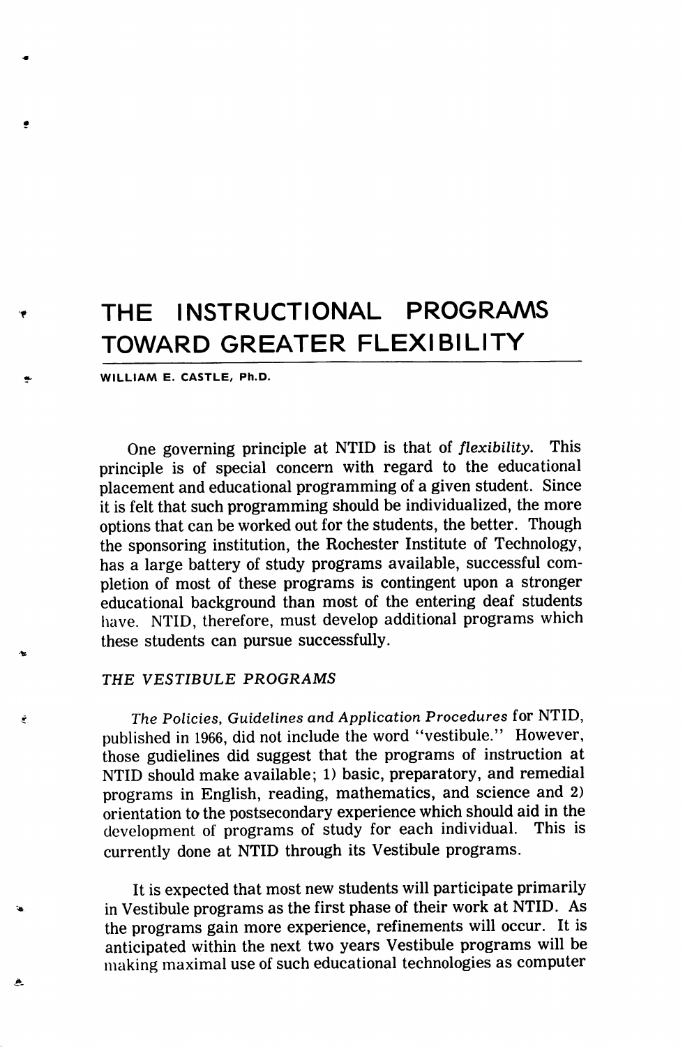# THE INSTRUCTIONAL PROGRAMS TOWARD GREATER FLEXIBILITY

WILLIAM E. CASTLE, Ph.D.

One governing principle at NTID is that of *flexibility*. This principle is of special concern with regard to the educational placement and educational programming of a given student. Since it is felt that such programming should be individualized, the more options that can be worked out for the students, the better. Though the sponsoring institution, the Rochester Institute of Technology, has a large battery of study programs available, successful completion of most of these programs is contingent upon a stronger educational background than most of the entering deaf students have. NTID, therefore, must develop additional programs which these students can pursue successfully.

## *THE VESTIBULE PROGRAMS*

*The Policies, Guidelines and Application Procedures* for NTID, published in 1966, did not include the word "vestibule." However, those gudielines did suggest that the programs of instruction at NTID should make available; 1) basic, preparatory, and remedial programs in English, reading, mathematics, and science and 2) orientation to the postsecondary experience which should aid in the development of programs of study for each individual. This is currently done at NTID through its Vestibule programs.

It is expected that most new students will participate primarily in Vestibule programs as the first phase of their work at NTID. As the programs gain more experience, refinements will occur. It is anticipated within the next two years Vestibule programs will be making maximal use of such educational technologies as computer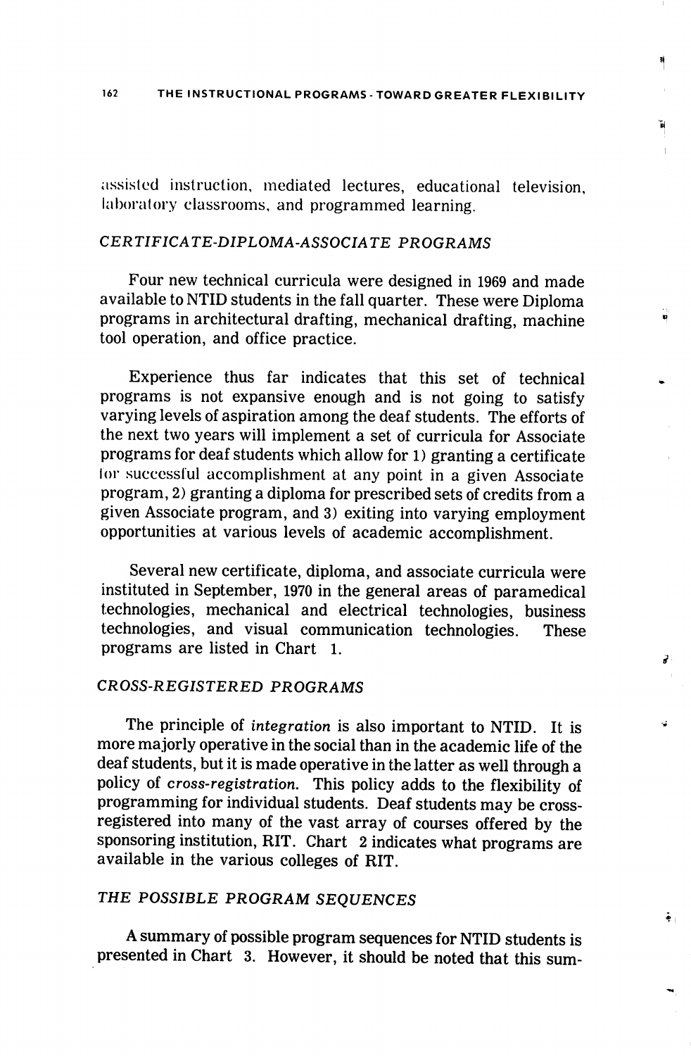assisted instruction, mediated lectures, educational television, laboratory classrooms, and programmed learning.

## *CERTIFICATE-DIPLOMA-ASSOCIATE PROGRAMS*

Four new technical curricula were designed in 1969 and made available to NTID students in the fall quarter. These were Diploma programs in architectural drafting, mechanical drafting, machine tool operation, and office practice.

Experience thus far indicates that this set of technical programs is not expansive enough and is not going to satisfy varying levels of aspiration among the deaf students. The efforts of the next two years will implement a set of curricula for Associate programs for deaf students which allow for 1) granting a certificate for successful accomplishment at any point in a given Associate program, 2) granting a diploma for prescribed sets of credits from a given Associate program, and 3) exiting into varying employment opportunities at various levels of academic accomplishment.

Several new certificate, diploma, and associate curricula were instituted in September, 1970 in the general areas of paramedical technologies, mechanical and electrical technologies, business technologies, and visual communication technologies. These programs are listed in Chart 1.

## *CROSS-REGISTERED PROGRAMS*

The principle of *integration* is also important to NTID. It is more majorly operative in the social than in the academic life of the deaf students, but it is made operative in the latter as well through a policy of *cross-registration.* This policy adds to the flexibility of programming for individual students. Deaf students may be cross-registered into many of the vast array of courses offered by the sponsoring institution, RIT. Chart 2 indicates what programs are available in the various colleges of RIT.

## *THE POSSIBLE PROGRAM SEQUENCES*

A summary of possible program sequences for NTID students is presented in Chart 3. However, it should be noted that this sum-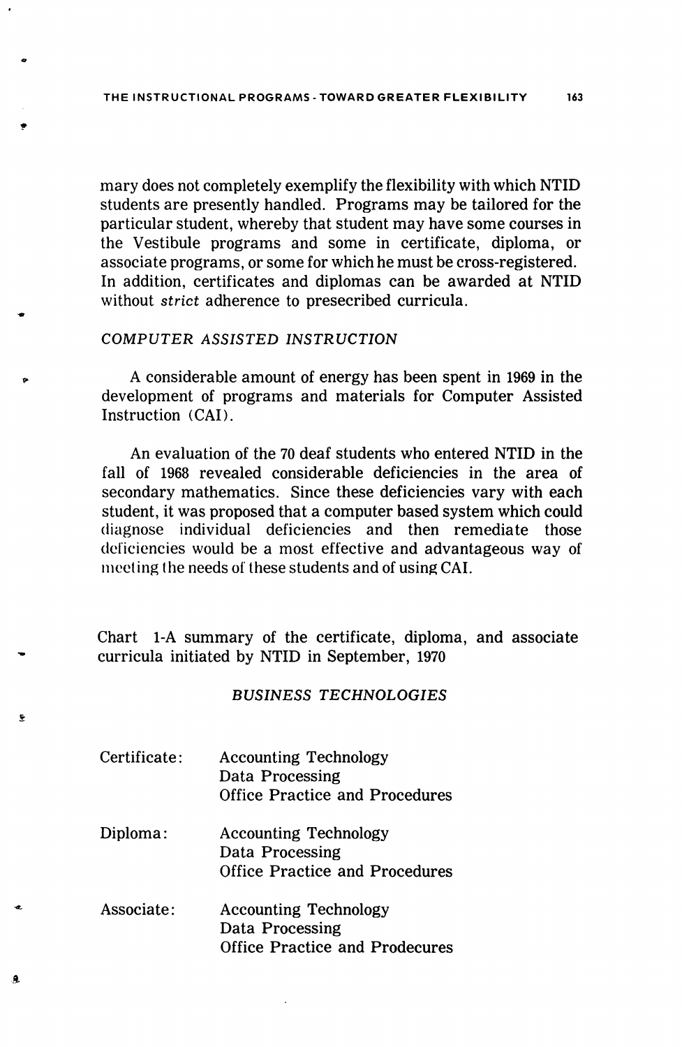mary does not completely exemplify the flexibility with which NTID students are presently handled. Programs may be tailored for the particular student, whereby that student may have some courses in the Vestibule programs and some in certificate, diploma, or associate programs, or some for which he must be cross-registered. In addition, certificates and diplomas can be awarded at NTID without *strict* adherence to presecribed curricula.

### *COMPUTER ASSISTED INSTRUCTION*

A considerable amount of energy has been spent in 1969 in the development of programs and materials for Computer Assisted Instruction (CAI).

An evaluation of the 70 deaf students who entered NTID in the fall of 1968 revealed considerable deficiencies in the area of secondary mathematics. Since these deficiencies vary with each student, it was proposed that a computer based system which could diagnose individual deficiencies and then remediate those deficiencies would be a most effective and advantageous way of meeting the needs of these students and of using CAI.

Chart 1-A summary of the certificate, diploma, and associate curricula initiated by NTID in September, 1970

*BUSINESS TECHNOLOGIES*

| | |
|---|---|
| Certificate: | Accounting Technology<br>Data Processing<br>Office Practice and Procedures |
| Diploma: | Accounting Technology<br>Data Processing<br>Office Practice and Procedures |
| Associate: | Accounting Technology<br>Data Processing<br>Office Practice and Prodecures |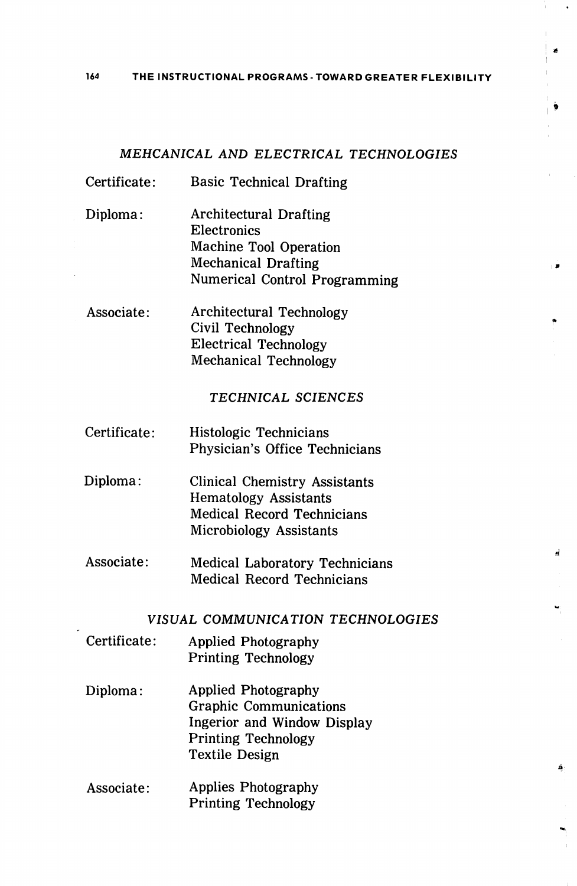### *MEHCANICAL AND ELECTRICAL TECHNOLOGIES*

| | |
|---|---|
| Certificate: | Basic Technical Drafting |
| Diploma: | Architectural Drafting<br>Electronics<br>Machine Tool Operation<br>Mechanical Drafting<br>Numerical Control Programming |
| Associate: | Architectural Technology<br>Civil Technology<br>Electrical Technology<br>Mechanical Technology |

### *TECHNICAL SCIENCES*

| | |
|---|---|
| Certificate: | Histologic Technicians<br>Physician's Office Technicians |
| Diploma: | Clinical Chemistry Assistants<br>Hematology Assistants<br>Medical Record Technicians<br>Microbiology Assistants |
| Associate: | Medical Laboratory Technicians<br>Medical Record Technicians |

### *VISUAL COMMUNICATION TECHNOLOGIES*

| | |
|---|---|
| Certificate: | Applied Photography<br>Printing Technology |
| Diploma: | Applied Photography<br>Graphic Communications<br>Ingerior and Window Display<br>Printing Technology<br>Textile Design |
| Associate: | Applies Photography<br>Printing Technology |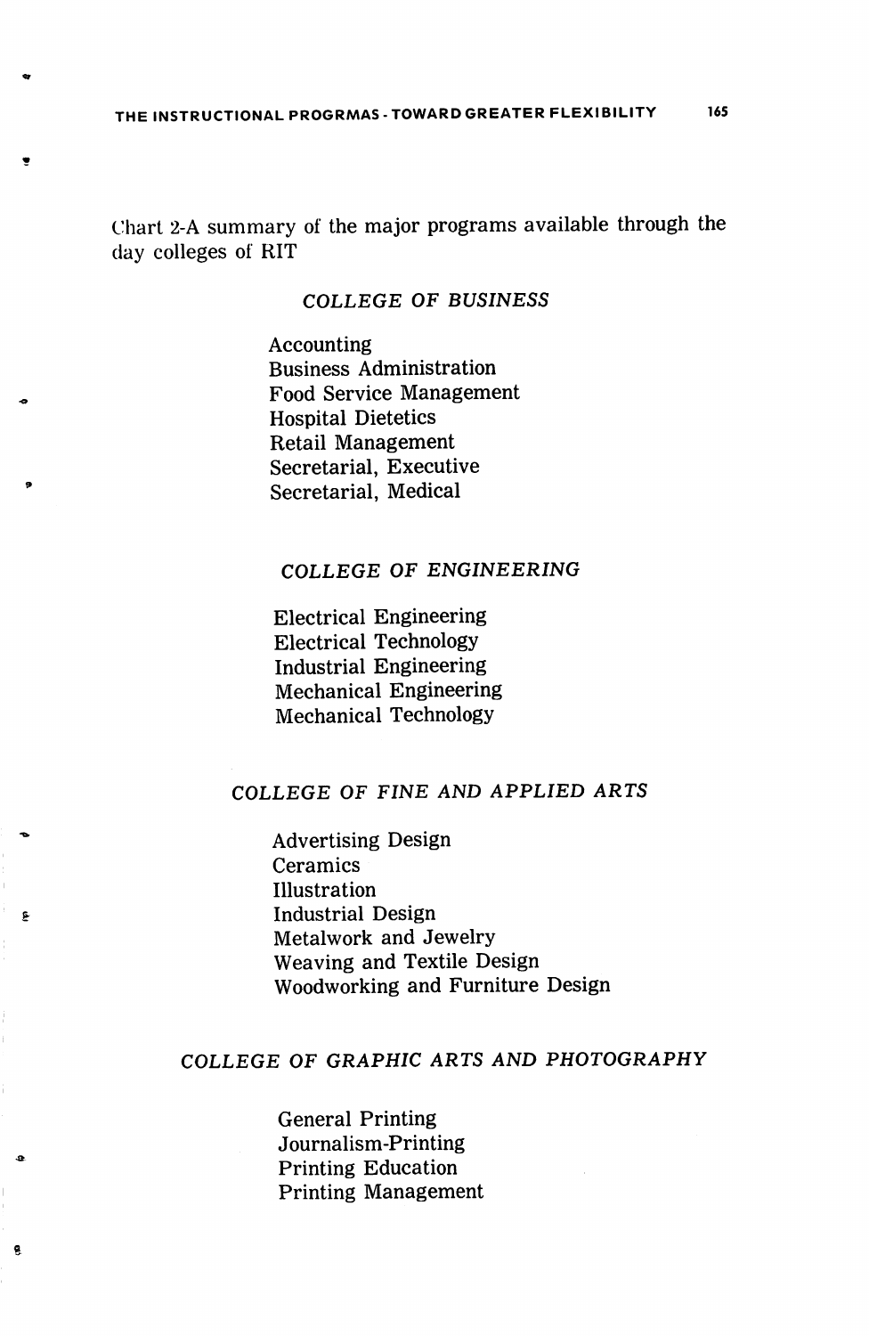Chart 2-A summary of the major programs available through the day colleges of RIT

### *COLLEGE OF BUSINESS*

Accounting
Business Administration
Food Service Management
Hospital Dietetics
Retail Management
Secretarial, Executive
Secretarial, Medical

### *COLLEGE OF ENGINEERING*

Electrical Engineering
Electrical Technology
Industrial Engineering
Mechanical Engineering
Mechanical Technology

### *COLLEGE OF FINE AND APPLIED ARTS*

Advertising Design
Ceramics
Illustration
Industrial Design
Metalwork and Jewelry
Weaving and Textile Design
Woodworking and Furniture Design

### *COLLEGE OF GRAPHIC ARTS AND PHOTOGRAPHY*

General Printing
Journalism-Printing
Printing Education
Printing Management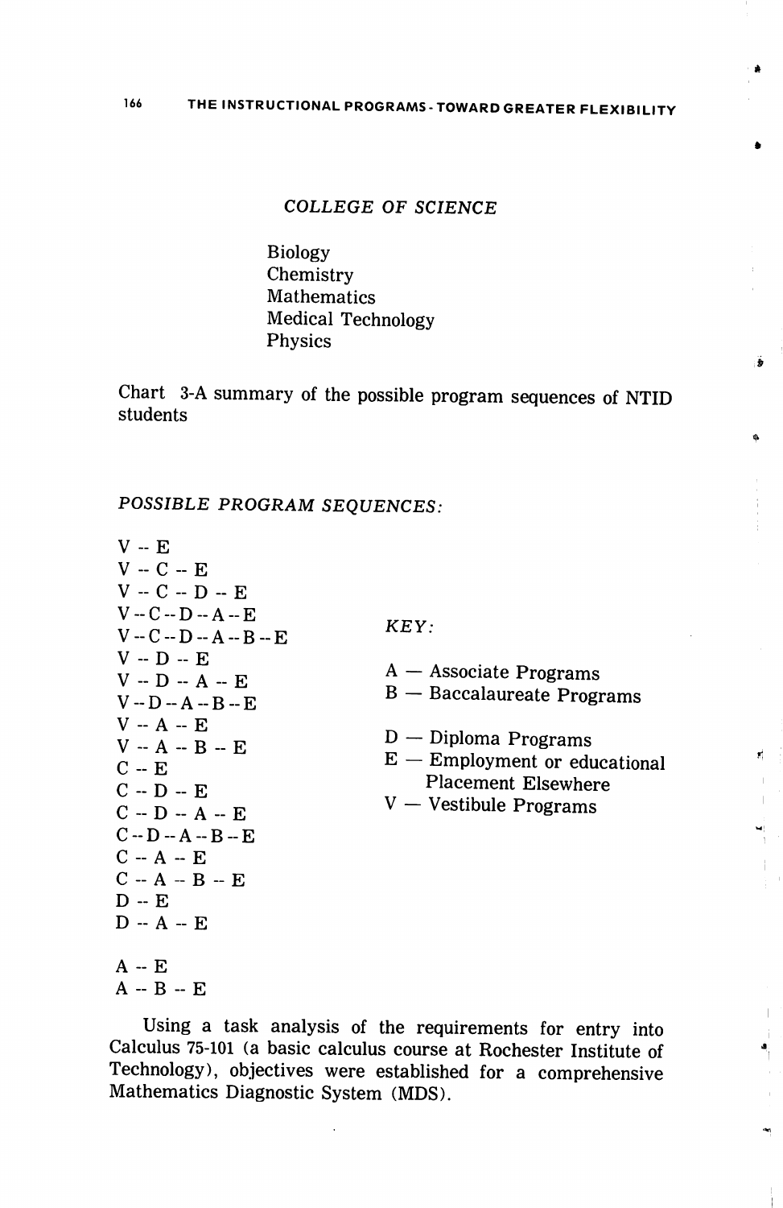## *COLLEGE OF SCIENCE*

Biology
Chemistry
Mathematics
Medical Technology
Physics

Chart 3-A summary of the possible program sequences of NTID students

*POSSIBLE PROGRAM SEQUENCES:*

V -- E
V -- C -- E
V -- C -- D -- E
V -- C -- D -- A -- E
V -- C -- D -- A -- B -- E
V -- D -- E
V -- D -- A -- E
V -- D -- A -- B -- E
V -- A -- E
V -- A -- B -- E
C -- E
C -- D -- E
C -- D -- A -- E
C -- D -- A -- B -- E
C -- A -- E
C -- A -- B -- E
D -- E
D -- A -- E

A -- E
A -- B -- E

*KEY:*

A — Associate Programs
B — Baccalaureate Programs

D — Diploma Programs
E — Employment or educational Placement Elsewhere
V — Vestibule Programs

Using a task analysis of the requirements for entry into Calculus 75-101 (a basic calculus course at Rochester Institute of Technology), objectives were established for a comprehensive Mathematics Diagnostic System (MDS).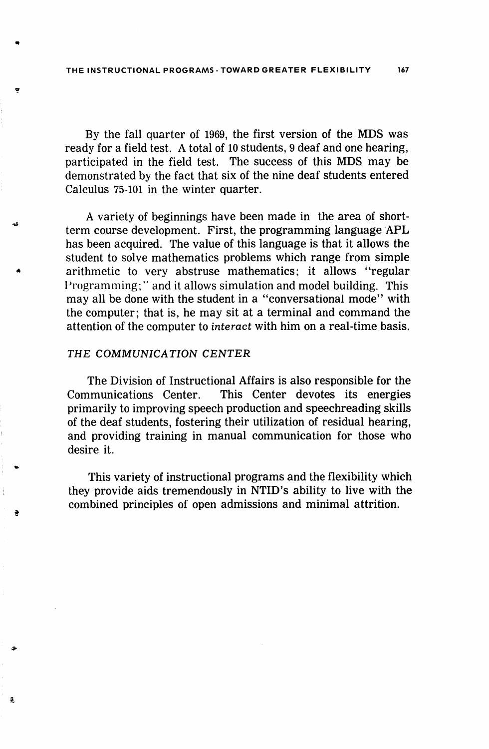By the fall quarter of 1969, the first version of the MDS was ready for a field test. A total of 10 students, 9 deaf and one hearing, participated in the field test. The success of this MDS may be demonstrated by the fact that six of the nine deaf students entered Calculus 75-101 in the winter quarter.

A variety of beginnings have been made in the area of short-term course development. First, the programming language APL has been acquired. The value of this language is that it allows the student to solve mathematics problems which range from simple arithmetic to very abstruse mathematics; it allows "regular Programming;" and it allows simulation and model building. This may all be done with the student in a "conversational mode" with the computer; that is, he may sit at a terminal and command the attention of the computer to *interact* with him on a real-time basis.

### *THE COMMUNICATION CENTER*

The Division of Instructional Affairs is also responsible for the Communications Center. This Center devotes its energies primarily to improving speech production and speechreading skills of the deaf students, fostering their utilization of residual hearing, and providing training in manual communication for those who desire it.

This variety of instructional programs and the flexibility which they provide aids tremendously in NTID's ability to live with the combined principles of open admissions and minimal attrition.